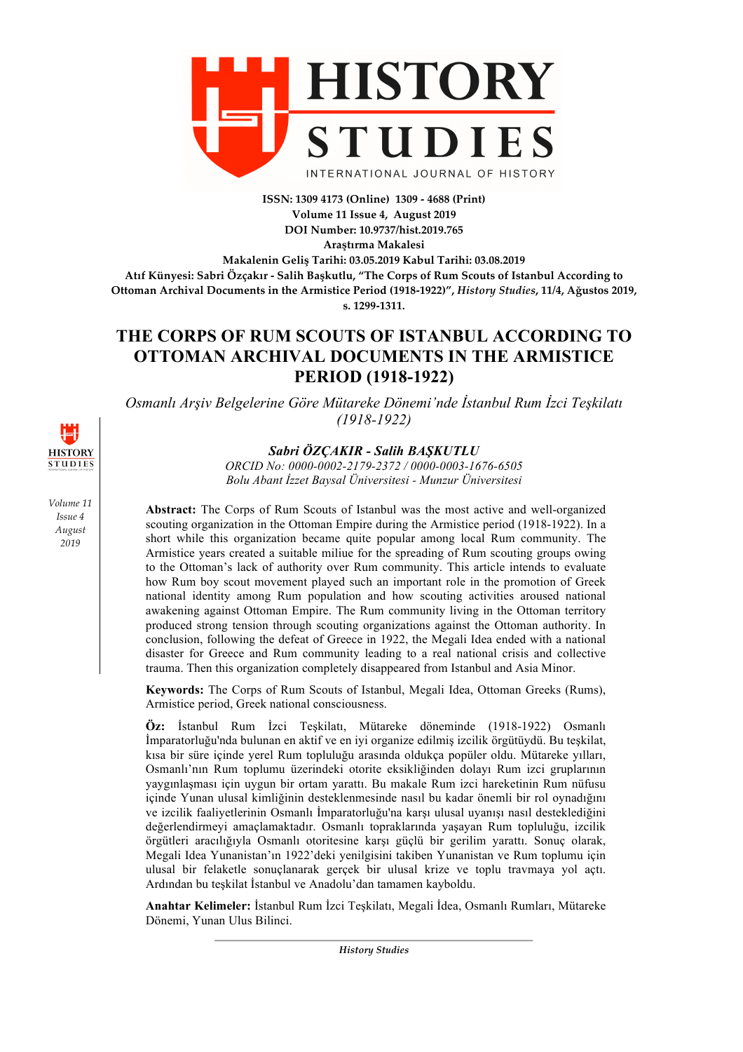ISSN: 1309 4173 (Online) 1309 - 4688 (Print)
Volume 11 Issue 4, August 2019
DOI Number: 10.9737/hist.2019.765
Araştırma Makalesi
Makalenin Geliş Tarihi: 03.05.2019 Kabul Tarihi: 03.08.2019
Atıf Künyesi: Sabri Özçakır - Salih Başkutlu, "The Corps of Rum Scouts of Istanbul According to Ottoman Archival Documents in the Armistice Period (1918-1922)", *History Studies*, 11/4, Ağustos 2019, s. 1299-1311.

# THE CORPS OF RUM SCOUTS OF ISTANBUL ACCORDING TO OTTOMAN ARCHIVAL DOCUMENTS IN THE ARMISTICE PERIOD (1918-1922)

*Osmanlı Arşiv Belgelerine Göre Mütareke Dönemi'nde İstanbul Rum İzci Teşkilatı (1918-1922)*

***Sabri ÖZÇAKIR - Salih BAŞKUTLU***

*ORCID No: 0000-0002-2179-2372 / 0000-0003-1676-6505*

*Bolu Abant İzzet Baysal Üniversitesi - Munzur Üniversitesi*

**Abstract:** The Corps of Rum Scouts of Istanbul was the most active and well-organized scouting organization in the Ottoman Empire during the Armistice period (1918-1922). In a short while this organization became quite popular among local Rum community. The Armistice years created a suitable milieu for the spreading of Rum scouting groups owing to the Ottoman's lack of authority over Rum community. This article intends to evaluate how Rum boy scout movement played such an important role in the promotion of Greek national identity among Rum population and how scouting activities aroused national awakening against Ottoman Empire. The Rum community living in the Ottoman territory produced strong tension through scouting organizations against the Ottoman authority. In conclusion, following the defeat of Greece in 1922, the Megali Idea ended with a national disaster for Greece and Rum community leading to a real national crisis and collective trauma. Then this organization completely disappeared from Istanbul and Asia Minor.

**Keywords:** The Corps of Rum Scouts of Istanbul, Megali Idea, Ottoman Greeks (Rums), Armistice period, Greek national consciousness.

**Öz:** İstanbul Rum İzci Teşkilatı, Mütareke döneminde (1918-1922) Osmanlı İmparatorluğu'nda bulunan en aktif ve en iyi organize edilmiş izcilik örgütüydü. Bu teşkilat, kısa bir süre içinde yerel Rum topluluğu arasında oldukça popüler oldu. Mütareke yılları, Osmanlı'nın Rum toplumu üzerindeki otorite eksikliğinden dolayı Rum izci gruplarının yaygınlaşması için uygun bir ortam yarattı. Bu makale Rum izci hareketinin Rum nüfusu içinde Yunan ulusal kimliğinin desteklenmesinde nasıl bu kadar önemli bir rol oynadığını ve izcilik faaliyetlerinin Osmanlı İmparatorluğu'na karşı ulusal uyanışı nasıl desteklediğini değerlendirmeyi amaçlamaktadır. Osmanlı topraklarında yaşayan Rum topluluğu, izcilik örgütleri aracılığıyla Osmanlı otoritesine karşı güçlü bir gerilim yarattı. Sonuç olarak, Megali Idea Yunanistan'ın 1922'deki yenilgisini takiben Yunanistan ve Rum toplumu için ulusal bir felaketle sonuçlanarak gerçek bir ulusal krize ve toplu travmaya yol açtı. Ardından bu teşkilat İstanbul ve Anadolu'dan tamamen kayboldu.

**Anahtar Kelimeler:** İstanbul Rum İzci Teşkilatı, Megali İdea, Osmanlı Rumları, Mütareke Dönemi, Yunan Ulus Bilinci.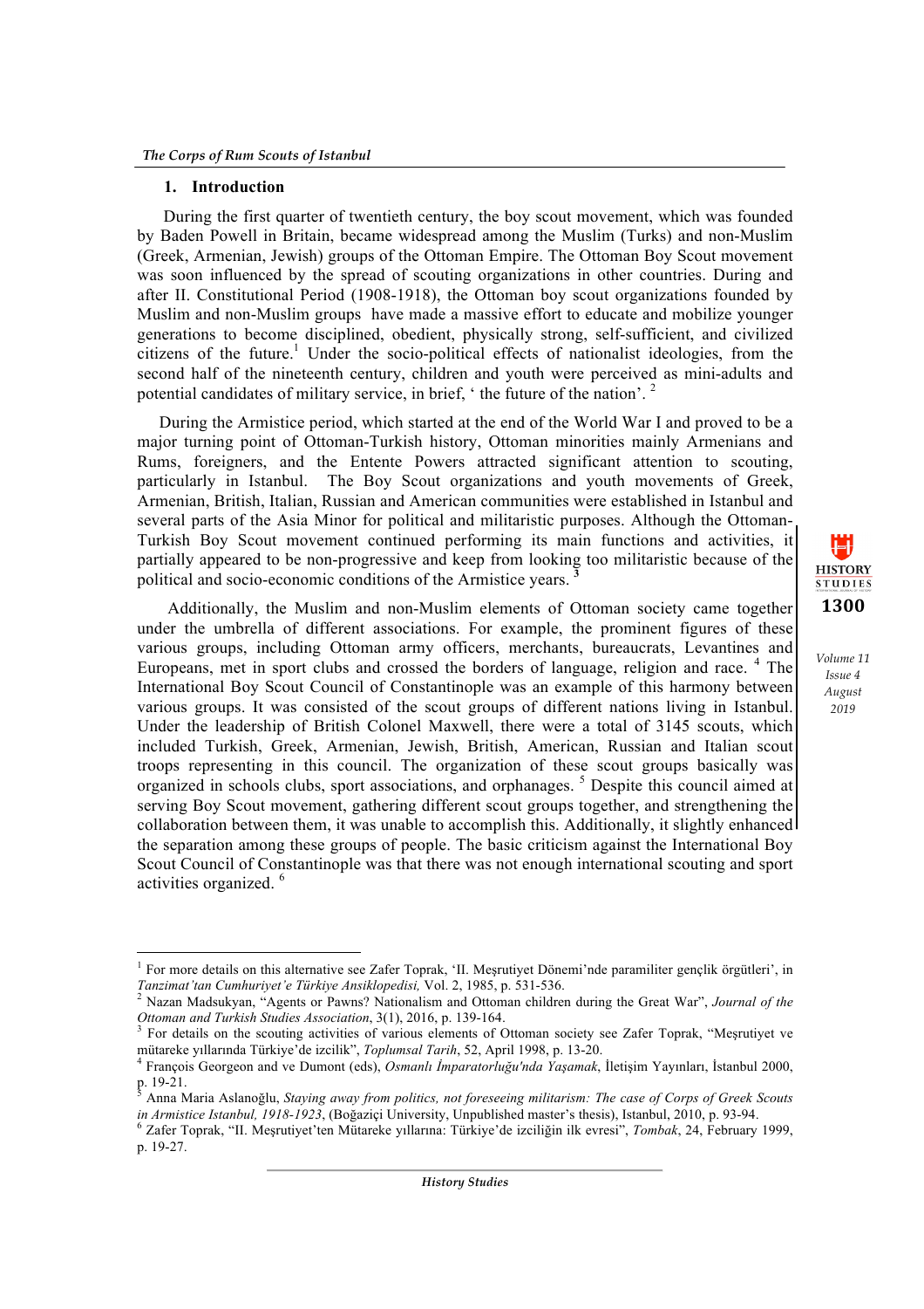## 1. Introduction

During the first quarter of twentieth century, the boy scout movement, which was founded by Baden Powell in Britain, became widespread among the Muslim (Turks) and non-Muslim (Greek, Armenian, Jewish) groups of the Ottoman Empire. The Ottoman Boy Scout movement was soon influenced by the spread of scouting organizations in other countries. During and after II. Constitutional Period (1908-1918), the Ottoman boy scout organizations founded by Muslim and non-Muslim groups have made a massive effort to educate and mobilize younger generations to become disciplined, obedient, physically strong, self-sufficient, and civilized citizens of the future.[1] Under the socio-political effects of nationalist ideologies, from the second half of the nineteenth century, children and youth were perceived as mini-adults and potential candidates of military service, in brief, ' the future of the nation'. [2]

During the Armistice period, which started at the end of the World War I and proved to be a major turning point of Ottoman-Turkish history, Ottoman minorities mainly Armenians and Rums, foreigners, and the Entente Powers attracted significant attention to scouting, particularly in Istanbul. The Boy Scout organizations and youth movements of Greek, Armenian, British, Italian, Russian and American communities were established in Istanbul and several parts of the Asia Minor for political and militaristic purposes. Although the Ottoman-Turkish Boy Scout movement continued performing its main functions and activities, it partially appeared to be non-progressive and keep from looking too militaristic because of the political and socio-economic conditions of the Armistice years. [3]

Additionally, the Muslim and non-Muslim elements of Ottoman society came together under the umbrella of different associations. For example, the prominent figures of these various groups, including Ottoman army officers, merchants, bureaucrats, Levantines and Europeans, met in sport clubs and crossed the borders of language, religion and race. [4] The International Boy Scout Council of Constantinople was an example of this harmony between various groups. It was consisted of the scout groups of different nations living in Istanbul. Under the leadership of British Colonel Maxwell, there were a total of 3145 scouts, which included Turkish, Greek, Armenian, Jewish, British, American, Russian and Italian scout troops representing in this council. The organization of these scout groups basically was organized in schools clubs, sport associations, and orphanages. [5] Despite this council aimed at serving Boy Scout movement, gathering different scout groups together, and strengthening the collaboration between them, it was unable to accomplish this. Additionally, it slightly enhanced the separation among these groups of people. The basic criticism against the International Boy Scout Council of Constantinople was that there was not enough international scouting and sport activities organized. [6]

---

[1] For more details on this alternative see Zafer Toprak, 'II. Meşrutiyet Dönemi'nde paramiliter gençlik örgütleri', in *Tanzimat'tan Cumhuriyet'e Türkiye Ansiklopedisi,* Vol. 2, 1985, p. 531-536.

[2] Nazan Madsukyan, "Agents or Pawns? Nationalism and Ottoman children during the Great War", *Journal of the Ottoman and Turkish Studies Association*, 3(1), 2016, p. 139-164.

[3] For details on the scouting activities of various elements of Ottoman society see Zafer Toprak, "Meşrutiyet ve mütareke yıllarında Türkiye'de izcilik", *Toplumsal Tarih*, 52, April 1998, p. 13-20.

[4] François Georgeon and ve Dumont (eds), *Osmanlı İmparatorluğu'nda Yaşamak*, İletişim Yayınları, İstanbul 2000, p. 19-21.

[5] Anna Maria Aslanoğlu, *Staying away from politics, not foreseeing militarism: The case of Corps of Greek Scouts in Armistice Istanbul, 1918-1923*, (Boğaziçi University, Unpublished master's thesis), Istanbul, 2010, p. 93-94.

[6] Zafer Toprak, "II. Meşrutiyet'ten Mütareke yıllarına: Türkiye'de izciliğin ilk evresi", *Tombak*, 24, February 1999, p. 19-27.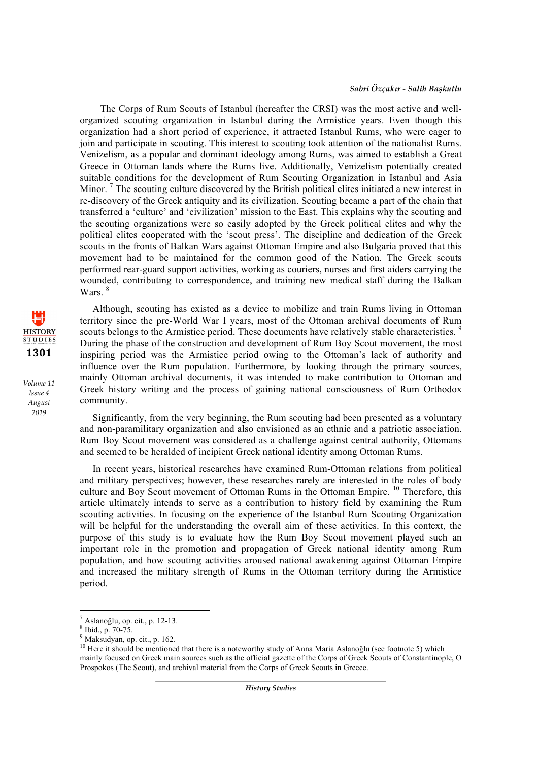The Corps of Rum Scouts of Istanbul (hereafter the CRSI) was the most active and well-organized scouting organization in Istanbul during the Armistice years. Even though this organization had a short period of experience, it attracted Istanbul Rums, who were eager to join and participate in scouting. This interest to scouting took attention of the nationalist Rums. Venizelism, as a popular and dominant ideology among Rums, was aimed to establish a Great Greece in Ottoman lands where the Rums live. Additionally, Venizelism potentially created suitable conditions for the development of Rum Scouting Organization in Istanbul and Asia Minor. [7] The scouting culture discovered by the British political elites initiated a new interest in re-discovery of the Greek antiquity and its civilization. Scouting became a part of the chain that transferred a 'culture' and 'civilization' mission to the East. This explains why the scouting and the scouting organizations were so easily adopted by the Greek political elites and why the political elites cooperated with the 'scout press'. The discipline and dedication of the Greek scouts in the fronts of Balkan Wars against Ottoman Empire and also Bulgaria proved that this movement had to be maintained for the common good of the Nation. The Greek scouts performed rear-guard support activities, working as couriers, nurses and first aiders carrying the wounded, contributing to correspondence, and training new medical staff during the Balkan Wars. [8]

Although, scouting has existed as a device to mobilize and train Rums living in Ottoman territory since the pre-World War I years, most of the Ottoman archival documents of Rum scouts belongs to the Armistice period. These documents have relatively stable characteristics. [9] During the phase of the construction and development of Rum Boy Scout movement, the most inspiring period was the Armistice period owing to the Ottoman's lack of authority and influence over the Rum population. Furthermore, by looking through the primary sources, mainly Ottoman archival documents, it was intended to make contribution to Ottoman and Greek history writing and the process of gaining national consciousness of Rum Orthodox community.

Significantly, from the very beginning, the Rum scouting had been presented as a voluntary and non-paramilitary organization and also envisioned as an ethnic and a patriotic association. Rum Boy Scout movement was considered as a challenge against central authority, Ottomans and seemed to be heralded of incipient Greek national identity among Ottoman Rums.

In recent years, historical researches have examined Rum-Ottoman relations from political and military perspectives; however, these researches rarely are interested in the roles of body culture and Boy Scout movement of Ottoman Rums in the Ottoman Empire. [10] Therefore, this article ultimately intends to serve as a contribution to history field by examining the Rum scouting activities. In focusing on the experience of the Istanbul Rum Scouting Organization will be helpful for the understanding the overall aim of these activities. In this context, the purpose of this study is to evaluate how the Rum Boy Scout movement played such an important role in the promotion and propagation of Greek national identity among Rum population, and how scouting activities aroused national awakening against Ottoman Empire and increased the military strength of Rums in the Ottoman territory during the Armistice period.

---

[7] Aslanoğlu, op. cit., p. 12-13.

[8] Ibid., p. 70-75.

[9] Maksudyan, op. cit., p. 162.

[10] Here it should be mentioned that there is a noteworthy study of Anna Maria Aslanoğlu (see footnote 5) which mainly focused on Greek main sources such as the official gazette of the Corps of Greek Scouts of Constantinople, O Prospokos (The Scout), and archival material from the Corps of Greek Scouts in Greece.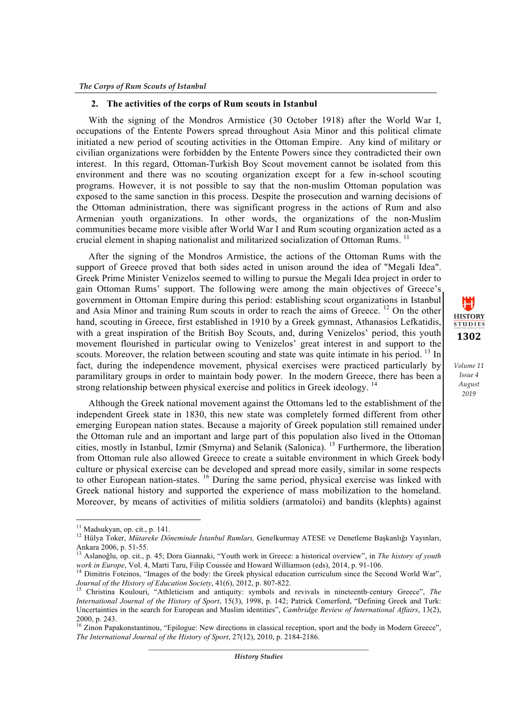## 2. The activities of the corps of Rum scouts in Istanbul

With the signing of the Mondros Armistice (30 October 1918) after the World War I, occupations of the Entente Powers spread throughout Asia Minor and this political climate initiated a new period of scouting activities in the Ottoman Empire. Any kind of military or civilian organizations were forbidden by the Entente Powers since they contradicted their own interest. In this regard, Ottoman-Turkish Boy Scout movement cannot be isolated from this environment and there was no scouting organization except for a few in-school scouting programs. However, it is not possible to say that the non-muslim Ottoman population was exposed to the same sanction in this process. Despite the prosecution and warning decisions of the Ottoman administration, there was significant progress in the actions of Rum and also Armenian youth organizations. In other words, the organizations of the non-Muslim communities became more visible after World War I and Rum scouting organization acted as a crucial element in shaping nationalist and militarized socialization of Ottoman Rums. [11]

After the signing of the Mondros Armistice, the actions of the Ottoman Rums with the support of Greece proved that both sides acted in unison around the idea of "Megali Idea". Greek Prime Minister Venizelos seemed to willing to pursue the Megali Idea project in order to gain Ottoman Rums' support. The following were among the main objectives of Greece's government in Ottoman Empire during this period: establishing scout organizations in Istanbul and Asia Minor and training Rum scouts in order to reach the aims of Greece. [12] On the other hand, scouting in Greece, first established in 1910 by a Greek gymnast, Athanasios Lefkatidis, with a great inspiration of the British Boy Scouts, and, during Venizelos' period, this youth movement flourished in particular owing to Venizelos' great interest in and support to the scouts. Moreover, the relation between scouting and state was quite intimate in his period. [13] In fact, during the independence movement, physical exercises were practiced particularly by paramilitary groups in order to maintain body power. In the modern Greece, there has been a strong relationship between physical exercise and politics in Greek ideology. [14]

Although the Greek national movement against the Ottomans led to the establishment of the independent Greek state in 1830, this new state was completely formed different from other emerging European nation states. Because a majority of Greek population still remained under the Ottoman rule and an important and large part of this population also lived in the Ottoman cities, mostly in Istanbul, Izmir (Smyrna) and Selanik (Salonica). [15] Furthermore, the liberation from Ottoman rule also allowed Greece to create a suitable environment in which Greek body culture or physical exercise can be developed and spread more easily, similar in some respects to other European nation-states. [16] During the same period, physical exercise was linked with Greek national history and supported the experience of mass mobilization to the homeland. Moreover, by means of activities of militia soldiers (armatoloi) and bandits (klephts) against

---

[11] Madsukyan, op. cit., p. 141.

[12] Hülya Toker, *Mütareke Döneminde İstanbul Rumları,* Genelkurmay ATESE ve Denetleme Başkanlığı Yayınları, Ankara 2006, p. 51-55.

[13] Aslanoğlu, op. cit., p. 45; Dora Giannaki, "Youth work in Greece: a historical overview", in *The history of youth work in Europe*, Vol. 4, Marti Taru, Filip Coussée and Howard Williamson (eds), 2014, p. 91-106.

[14] Dimitris Foteinos, "Images of the body: the Greek physical education curriculum since the Second World War", *Journal of the History of Education Society*, 41(6), 2012, p. 807-822.

[15] Christina Koulouri, "Athleticism and antiquity: symbols and revivals in nineteenth-century Greece", *The International Journal of the History of Sport*, 15(3), 1998, p. 142; Patrick Comerford, "Defining Greek and Turk: Uncertainties in the search for European and Muslim identities", *Cambridge Review of International Affairs*, 13(2), 2000, p. 243.

[16] Zinon Papakonstantinou, "Epilogue: New directions in classical reception, sport and the body in Modern Greece", *The International Journal of the History of Sport*, 27(12), 2010, p. 2184-2186.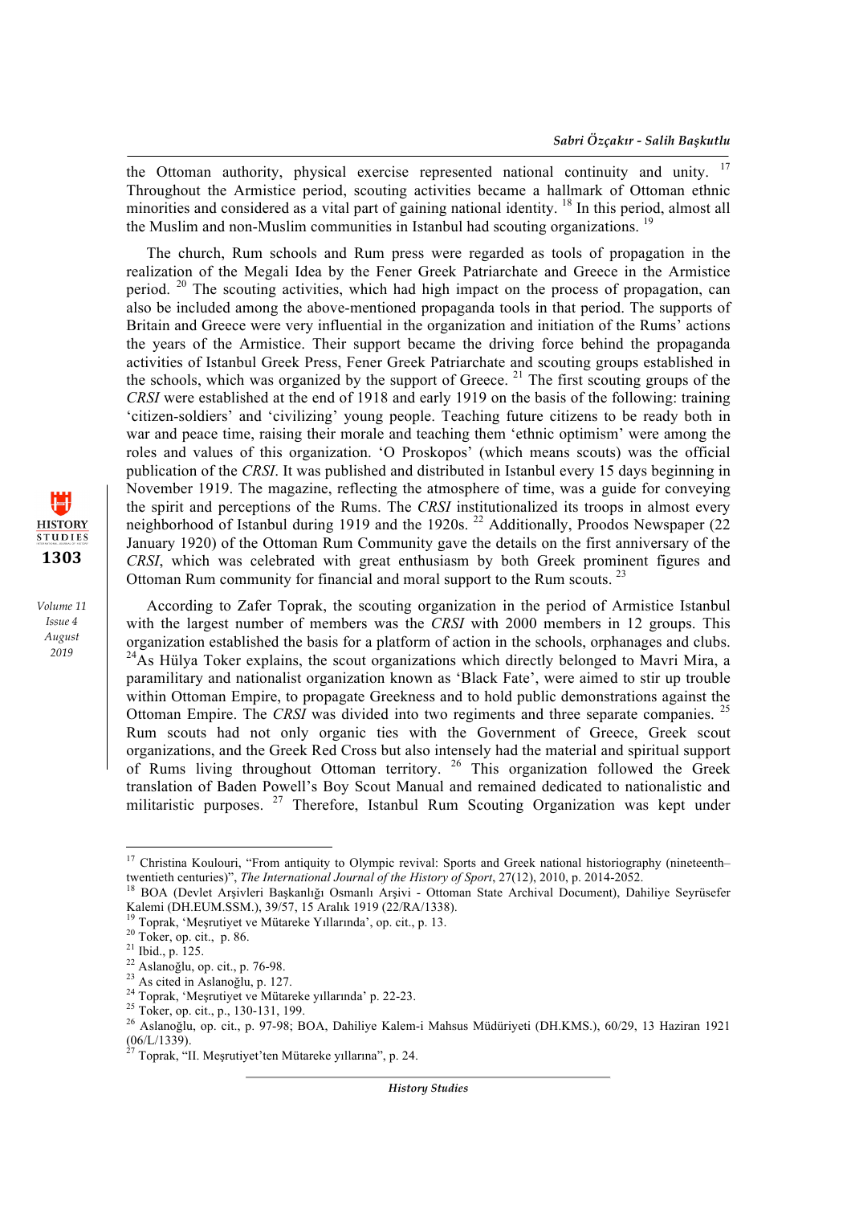the Ottoman authority, physical exercise represented national continuity and unity. [17] Throughout the Armistice period, scouting activities became a hallmark of Ottoman ethnic minorities and considered as a vital part of gaining national identity. [18] In this period, almost all the Muslim and non-Muslim communities in Istanbul had scouting organizations. [19]

The church, Rum schools and Rum press were regarded as tools of propagation in the realization of the Megali Idea by the Fener Greek Patriarchate and Greece in the Armistice period. [20] The scouting activities, which had high impact on the process of propagation, can also be included among the above-mentioned propaganda tools in that period. The supports of Britain and Greece were very influential in the organization and initiation of the Rums' actions the years of the Armistice. Their support became the driving force behind the propaganda activities of Istanbul Greek Press, Fener Greek Patriarchate and scouting groups established in the schools, which was organized by the support of Greece. [21] The first scouting groups of the *CRSI* were established at the end of 1918 and early 1919 on the basis of the following: training 'citizen-soldiers' and 'civilizing' young people. Teaching future citizens to be ready both in war and peace time, raising their morale and teaching them 'ethnic optimism' were among the roles and values of this organization. 'O Proskopos' (which means scouts) was the official publication of the *CRSI*. It was published and distributed in Istanbul every 15 days beginning in November 1919. The magazine, reflecting the atmosphere of time, was a guide for conveying the spirit and perceptions of the Rums. The *CRSI* institutionalized its troops in almost every neighborhood of Istanbul during 1919 and the 1920s. [22] Additionally, Proodos Newspaper (22 January 1920) of the Ottoman Rum Community gave the details on the first anniversary of the *CRSI*, which was celebrated with great enthusiasm by both Greek prominent figures and Ottoman Rum community for financial and moral support to the Rum scouts. [23]

According to Zafer Toprak, the scouting organization in the period of Armistice Istanbul with the largest number of members was the *CRSI* with 2000 members in 12 groups. This organization established the basis for a platform of action in the schools, orphanages and clubs. [24] As Hülya Toker explains, the scout organizations which directly belonged to Mavri Mira, a paramilitary and nationalist organization known as 'Black Fate', were aimed to stir up trouble within Ottoman Empire, to propagate Greekness and to hold public demonstrations against the Ottoman Empire. The *CRSI* was divided into two regiments and three separate companies. [25] Rum scouts had not only organic ties with the Government of Greece, Greek scout organizations, and the Greek Red Cross but also intensely had the material and spiritual support of Rums living throughout Ottoman territory. [26] This organization followed the Greek translation of Baden Powell's Boy Scout Manual and remained dedicated to nationalistic and militaristic purposes. [27] Therefore, Istanbul Rum Scouting Organization was kept under

---

[17] Christina Koulouri, "From antiquity to Olympic revival: Sports and Greek national historiography (nineteenth–twentieth centuries)", *The International Journal of the History of Sport*, 27(12), 2010, p. 2014-2052.

[18] BOA (Devlet Arşivleri Başkanlığı Osmanlı Arşivi - Ottoman State Archival Document), Dahiliye Seyrüsefer Kalemi (DH.EUM.SSM.), 39/57, 15 Aralık 1919 (22/RA/1338).

[19] Toprak, 'Meşrutiyet ve Mütareke Yıllarında', op. cit., p. 13.

[20] Toker, op. cit., p. 86.

[21] Ibid., p. 125.

[22] Aslanoğlu, op. cit., p. 76-98.

[23] As cited in Aslanoğlu, p. 127.

[24] Toprak, 'Meşrutiyet ve Mütareke yıllarında' p. 22-23.

[25] Toker, op. cit., p., 130-131, 199.

[26] Aslanoğlu, op. cit., p. 97-98; BOA, Dahiliye Kalem-i Mahsus Müdüriyeti (DH.KMS.), 60/29, 13 Haziran 1921 (06/L/1339).

[27] Toprak, "II. Meşrutiyet'ten Mütareke yıllarına", p. 24.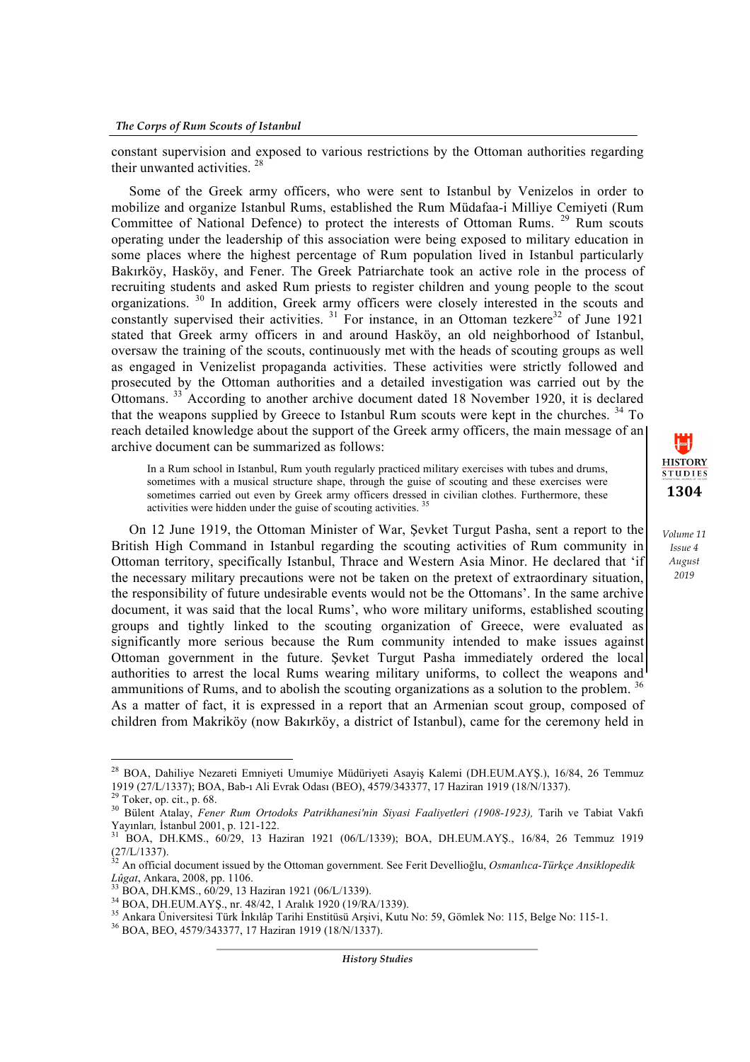constant supervision and exposed to various restrictions by the Ottoman authorities regarding their unwanted activities. [28]

Some of the Greek army officers, who were sent to Istanbul by Venizelos in order to mobilize and organize Istanbul Rums, established the Rum Müdafaa-i Milliye Cemiyeti (Rum Committee of National Defence) to protect the interests of Ottoman Rums. [29] Rum scouts operating under the leadership of this association were being exposed to military education in some places where the highest percentage of Rum population lived in Istanbul particularly Bakırköy, Hasköy, and Fener. The Greek Patriarchate took an active role in the process of recruiting students and asked Rum priests to register children and young people to the scout organizations. [30] In addition, Greek army officers were closely interested in the scouts and constantly supervised their activities. [31] For instance, in an Ottoman tezkere[32] of June 1921 stated that Greek army officers in and around Hasköy, an old neighborhood of Istanbul, oversaw the training of the scouts, continuously met with the heads of scouting groups as well as engaged in Venizelist propaganda activities. These activities were strictly followed and prosecuted by the Ottoman authorities and a detailed investigation was carried out by the Ottomans. [33] According to another archive document dated 18 November 1920, it is declared that the weapons supplied by Greece to Istanbul Rum scouts were kept in the churches. [34] To reach detailed knowledge about the support of the Greek army officers, the main message of an archive document can be summarized as follows:

> In a Rum school in Istanbul, Rum youth regularly practiced military exercises with tubes and drums, sometimes with a musical structure shape, through the guise of scouting and these exercises were sometimes carried out even by Greek army officers dressed in civilian clothes. Furthermore, these activities were hidden under the guise of scouting activities. [35]

On 12 June 1919, the Ottoman Minister of War, Şevket Turgut Pasha, sent a report to the British High Command in Istanbul regarding the scouting activities of Rum community in Ottoman territory, specifically Istanbul, Thrace and Western Asia Minor. He declared that 'if the necessary military precautions were not be taken on the pretext of extraordinary situation, the responsibility of future undesirable events would not be the Ottomans'. In the same archive document, it was said that the local Rums', who wore military uniforms, established scouting groups and tightly linked to the scouting organization of Greece, were evaluated as significantly more serious because the Rum community intended to make issues against Ottoman government in the future. Şevket Turgut Pasha immediately ordered the local authorities to arrest the local Rums wearing military uniforms, to collect the weapons and ammunitions of Rums, and to abolish the scouting organizations as a solution to the problem. [36] As a matter of fact, it is expressed in a report that an Armenian scout group, composed of children from Makriköy (now Bakırköy, a district of Istanbul), came for the ceremony held in

---

[28] BOA, Dahiliye Nezareti Emniyeti Umumiye Müdüriyeti Asayiş Kalemi (DH.EUM.AYŞ.), 16/84, 26 Temmuz 1919 (27/L/1337); BOA, Bab-ı Ali Evrak Odası (BEO), 4579/343377, 17 Haziran 1919 (18/N/1337).

[29] Toker, op. cit., p. 68.

[30] Bülent Atalay, *Fener Rum Ortodoks Patrikhanesi'nin Siyasi Faaliyetleri (1908-1923),* Tarih ve Tabiat Vakfı Yayınları, İstanbul 2001, p. 121-122.

[31] BOA, DH.KMS., 60/29, 13 Haziran 1921 (06/L/1339); BOA, DH.EUM.AYŞ., 16/84, 26 Temmuz 1919 (27/L/1337).

[32] An official document issued by the Ottoman government. See Ferit Devellioğlu, *Osmanlıca-Türkçe Ansiklopedik Lûgat*, Ankara, 2008, pp. 1106.

[33] BOA, DH.KMS., 60/29, 13 Haziran 1921 (06/L/1339).

[34] BOA, DH.EUM.AYŞ., nr. 48/42, 1 Aralık 1920 (19/RA/1339).

[35] Ankara Üniversitesi Türk İnkılâp Tarihi Enstitüsü Arşivi, Kutu No: 59, Gömlek No: 115, Belge No: 115-1.

[36] BOA, BEO, 4579/343377, 17 Haziran 1919 (18/N/1337).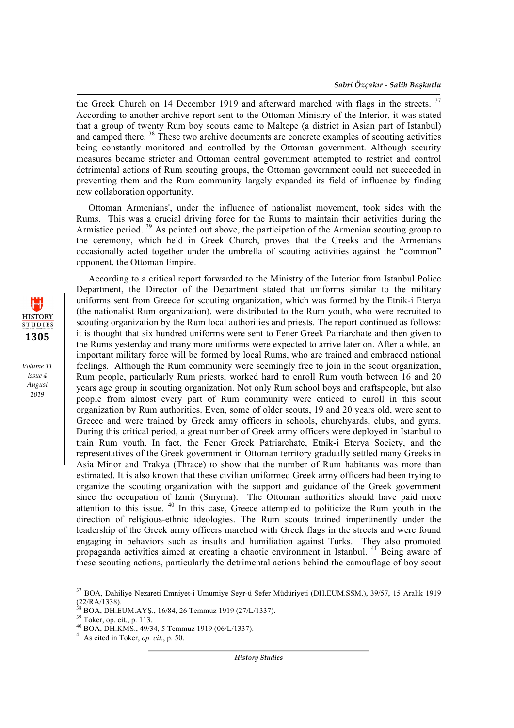the Greek Church on 14 December 1919 and afterward marched with flags in the streets. [37] According to another archive report sent to the Ottoman Ministry of the Interior, it was stated that a group of twenty Rum boy scouts came to Maltepe (a district in Asian part of Istanbul) and camped there. [38] These two archive documents are concrete examples of scouting activities being constantly monitored and controlled by the Ottoman government. Although security measures became stricter and Ottoman central government attempted to restrict and control detrimental actions of Rum scouting groups, the Ottoman government could not succeeded in preventing them and the Rum community largely expanded its field of influence by finding new collaboration opportunity.

Ottoman Armenians', under the influence of nationalist movement, took sides with the Rums. This was a crucial driving force for the Rums to maintain their activities during the Armistice period. [39] As pointed out above, the participation of the Armenian scouting group to the ceremony, which held in Greek Church, proves that the Greeks and the Armenians occasionally acted together under the umbrella of scouting activities against the "common" opponent, the Ottoman Empire.

According to a critical report forwarded to the Ministry of the Interior from Istanbul Police Department, the Director of the Department stated that uniforms similar to the military uniforms sent from Greece for scouting organization, which was formed by the Etnik-i Eterya (the nationalist Rum organization), were distributed to the Rum youth, who were recruited to scouting organization by the Rum local authorities and priests. The report continued as follows: it is thought that six hundred uniforms were sent to Fener Greek Patriarchate and then given to the Rums yesterday and many more uniforms were expected to arrive later on. After a while, an important military force will be formed by local Rums, who are trained and embraced national feelings. Although the Rum community were seemingly free to join in the scout organization, Rum people, particularly Rum priests, worked hard to enroll Rum youth between 16 and 20 years age group in scouting organization. Not only Rum school boys and craftspeople, but also people from almost every part of Rum community were enticed to enroll in this scout organization by Rum authorities. Even, some of older scouts, 19 and 20 years old, were sent to Greece and were trained by Greek army officers in schools, churchyards, clubs, and gyms. During this critical period, a great number of Greek army officers were deployed in Istanbul to train Rum youth. In fact, the Fener Greek Patriarchate, Etnik-i Eterya Society, and the representatives of the Greek government in Ottoman territory gradually settled many Greeks in Asia Minor and Trakya (Thrace) to show that the number of Rum habitants was more than estimated. It is also known that these civilian uniformed Greek army officers had been trying to organize the scouting organization with the support and guidance of the Greek government since the occupation of Izmir (Smyrna). The Ottoman authorities should have paid more attention to this issue. [40] In this case, Greece attempted to politicize the Rum youth in the direction of religious-ethnic ideologies. The Rum scouts trained impertinently under the leadership of the Greek army officers marched with Greek flags in the streets and were found engaging in behaviors such as insults and humiliation against Turks. They also promoted propaganda activities aimed at creating a chaotic environment in Istanbul. [41] Being aware of these scouting actions, particularly the detrimental actions behind the camouflage of boy scout

---

[37] BOA, Dahiliye Nezareti Emniyet-i Umumiye Seyr-ü Sefer Müdüriyeti (DH.EUM.SSM.), 39/57, 15 Aralık 1919 (22/RA/1338).

[38] BOA, DH.EUM.AYŞ., 16/84, 26 Temmuz 1919 (27/L/1337).

[39] Toker, op. cit., p. 113.

[40] BOA, DH.KMS., 49/34, 5 Temmuz 1919 (06/L/1337).

[41] As cited in Toker, *op. cit.*, p. 50.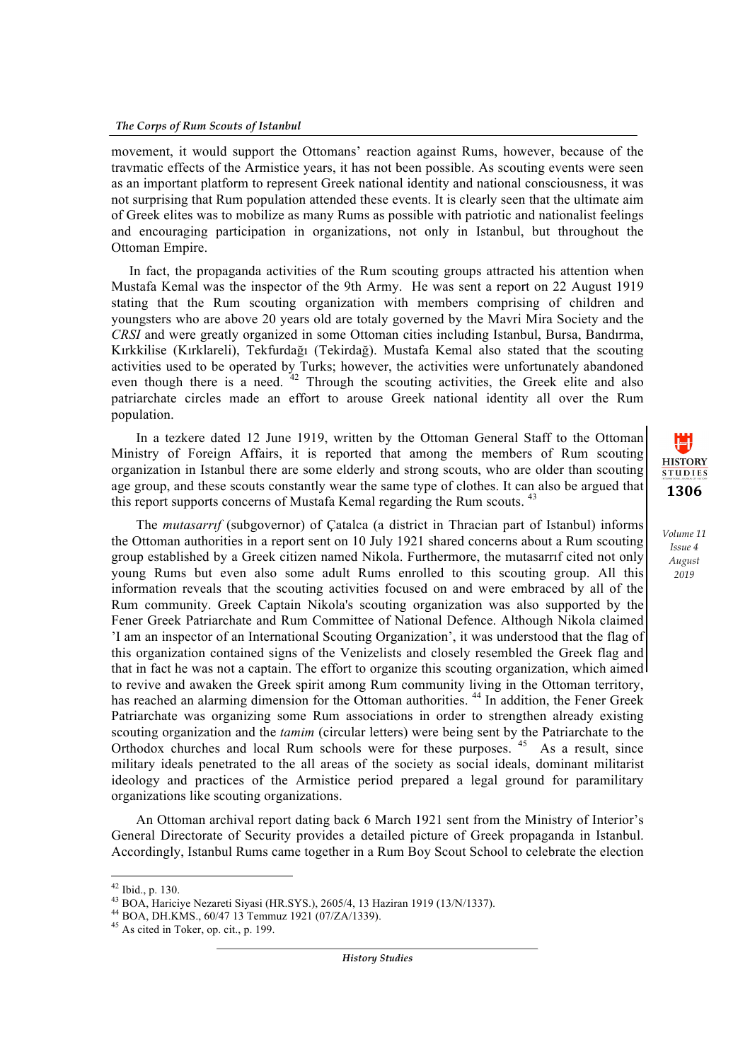movement, it would support the Ottomans' reaction against Rums, however, because of the travmatic effects of the Armistice years, it has not been possible. As scouting events were seen as an important platform to represent Greek national identity and national consciousness, it was not surprising that Rum population attended these events. It is clearly seen that the ultimate aim of Greek elites was to mobilize as many Rums as possible with patriotic and nationalist feelings and encouraging participation in organizations, not only in Istanbul, but throughout the Ottoman Empire.

In fact, the propaganda activities of the Rum scouting groups attracted his attention when Mustafa Kemal was the inspector of the 9th Army. He was sent a report on 22 August 1919 stating that the Rum scouting organization with members comprising of children and youngsters who are above 20 years old are totaly governed by the Mavri Mira Society and the *CRSI* and were greatly organized in some Ottoman cities including Istanbul, Bursa, Bandırma, Kırkkilise (Kırklareli), Tekfurdağı (Tekirdağ). Mustafa Kemal also stated that the scouting activities used to be operated by Turks; however, the activities were unfortunately abandoned even though there is a need. [42] Through the scouting activities, the Greek elite and also patriarchate circles made an effort to arouse Greek national identity all over the Rum population.

In a tezkere dated 12 June 1919, written by the Ottoman General Staff to the Ottoman Ministry of Foreign Affairs, it is reported that among the members of Rum scouting organization in Istanbul there are some elderly and strong scouts, who are older than scouting age group, and these scouts constantly wear the same type of clothes. It can also be argued that this report supports concerns of Mustafa Kemal regarding the Rum scouts. [43]

The *mutasarrıf* (subgovernor) of Çatalca (a district in Thracian part of Istanbul) informs the Ottoman authorities in a report sent on 10 July 1921 shared concerns about a Rum scouting group established by a Greek citizen named Nikola. Furthermore, the mutasarrıf cited not only young Rums but even also some adult Rums enrolled to this scouting group. All this information reveals that the scouting activities focused on and were embraced by all of the Rum community. Greek Captain Nikola's scouting organization was also supported by the Fener Greek Patriarchate and Rum Committee of National Defence. Although Nikola claimed 'I am an inspector of an International Scouting Organization', it was understood that the flag of this organization contained signs of the Venizelists and closely resembled the Greek flag and that in fact he was not a captain. The effort to organize this scouting organization, which aimed to revive and awaken the Greek spirit among Rum community living in the Ottoman territory, has reached an alarming dimension for the Ottoman authorities. [44] In addition, the Fener Greek Patriarchate was organizing some Rum associations in order to strengthen already existing scouting organization and the *tamim* (circular letters) were being sent by the Patriarchate to the Orthodox churches and local Rum schools were for these purposes. [45] As a result, since military ideals penetrated to the all areas of the society as social ideals, dominant militarist ideology and practices of the Armistice period prepared a legal ground for paramilitary organizations like scouting organizations.

An Ottoman archival report dating back 6 March 1921 sent from the Ministry of Interior's General Directorate of Security provides a detailed picture of Greek propaganda in Istanbul. Accordingly, Istanbul Rums came together in a Rum Boy Scout School to celebrate the election

---

[42] Ibid., p. 130.

[43] BOA, Hariciye Nezareti Siyasi (HR.SYS.), 2605/4, 13 Haziran 1919 (13/N/1337).

[44] BOA, DH.KMS., 60/47 13 Temmuz 1921 (07/ZA/1339).

[45] As cited in Toker, op. cit., p. 199.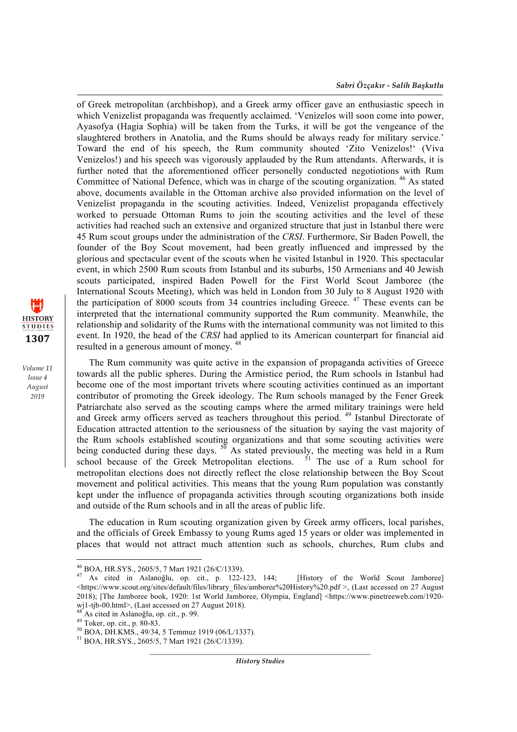of Greek metropolitan (archbishop), and a Greek army officer gave an enthusiastic speech in which Venizelist propaganda was frequently acclaimed. 'Venizelos will soon come into power, Ayasofya (Hagia Sophia) will be taken from the Turks, it will be got the vengeance of the slaughtered brothers in Anatolia, and the Rums should be always ready for military service.' Toward the end of his speech, the Rum community shouted 'Zito Venizelos!' (Viva Venizelos!) and his speech was vigorously applauded by the Rum attendants. Afterwards, it is further noted that the aforementioned officer personelly conducted negotiotions with Rum Committee of National Defence, which was in charge of the scouting organization. [46] As stated above, documents available in the Ottoman archive also provided information on the level of Venizelist propaganda in the scouting activities. Indeed, Venizelist propaganda effectively worked to persuade Ottoman Rums to join the scouting activities and the level of these activities had reached such an extensive and organized structure that just in Istanbul there were 45 Rum scout groups under the administration of the *CRSI*. Furthermore, Sir Baden Powell, the founder of the Boy Scout movement, had been greatly influenced and impressed by the glorious and spectacular event of the scouts when he visited Istanbul in 1920. This spectacular event, in which 2500 Rum scouts from Istanbul and its suburbs, 150 Armenians and 40 Jewish scouts participated, inspired Baden Powell for the First World Scout Jamboree (the International Scouts Meeting), which was held in London from 30 July to 8 August 1920 with the participation of 8000 scouts from 34 countries including Greece. [47] These events can be interpreted that the international community supported the Rum community. Meanwhile, the relationship and solidarity of the Rums with the international community was not limited to this event. In 1920, the head of the *CRSI* had applied to its American counterpart for financial aid resulted in a generous amount of money. [48]

The Rum community was quite active in the expansion of propaganda activities of Greece towards all the public spheres. During the Armistice period, the Rum schools in Istanbul had become one of the most important trivets where scouting activities continued as an important contributor of promoting the Greek ideology. The Rum schools managed by the Fener Greek Patriarchate also served as the scouting camps where the armed military trainings were held and Greek army officers served as teachers throughout this period. [49] Istanbul Directorate of Education attracted attention to the seriousness of the situation by saying the vast majority of the Rum schools established scouting organizations and that some scouting activities were being conducted during these days. [50] As stated previously, the meeting was held in a Rum school because of the Greek Metropolitan elections. [51] The use of a Rum school for metropolitan elections does not directly reflect the close relationship between the Boy Scout movement and political activities. This means that the young Rum population was constantly kept under the influence of propaganda activities through scouting organizations both inside and outside of the Rum schools and in all the areas of public life.

The education in Rum scouting organization given by Greek army officers, local parishes, and the officials of Greek Embassy to young Rums aged 15 years or older was implemented in places that would not attract much attention such as schools, churches, Rum clubs and

---

[46] BOA, HR.SYS., 2605/5, 7 Mart 1921 (26/C/1339).

[47] As cited in Aslanoğlu, op. cit., p. 122-123, 144; [History of the World Scout Jamboree] <https://www.scout.org/sites/default/files/library_files/amboree%20History%20.pdf >, (Last accessed on 27 August 2018); [The Jamboree book, 1920: 1st World Jamboree, Olympia, England] <https://www.pinetreeweb.com/1920-wj1-tjb-00.html>, (Last accessed on 27 August 2018).

[48] As cited in Aslanoğlu, op. cit., p. 99.

[49] Toker, op. cit., p. 80-83.

[50] BOA, DH.KMS., 49/34, 5 Temmuz 1919 (06/L/1337).

[51] BOA, HR.SYS., 2605/5, 7 Mart 1921 (26/C/1339).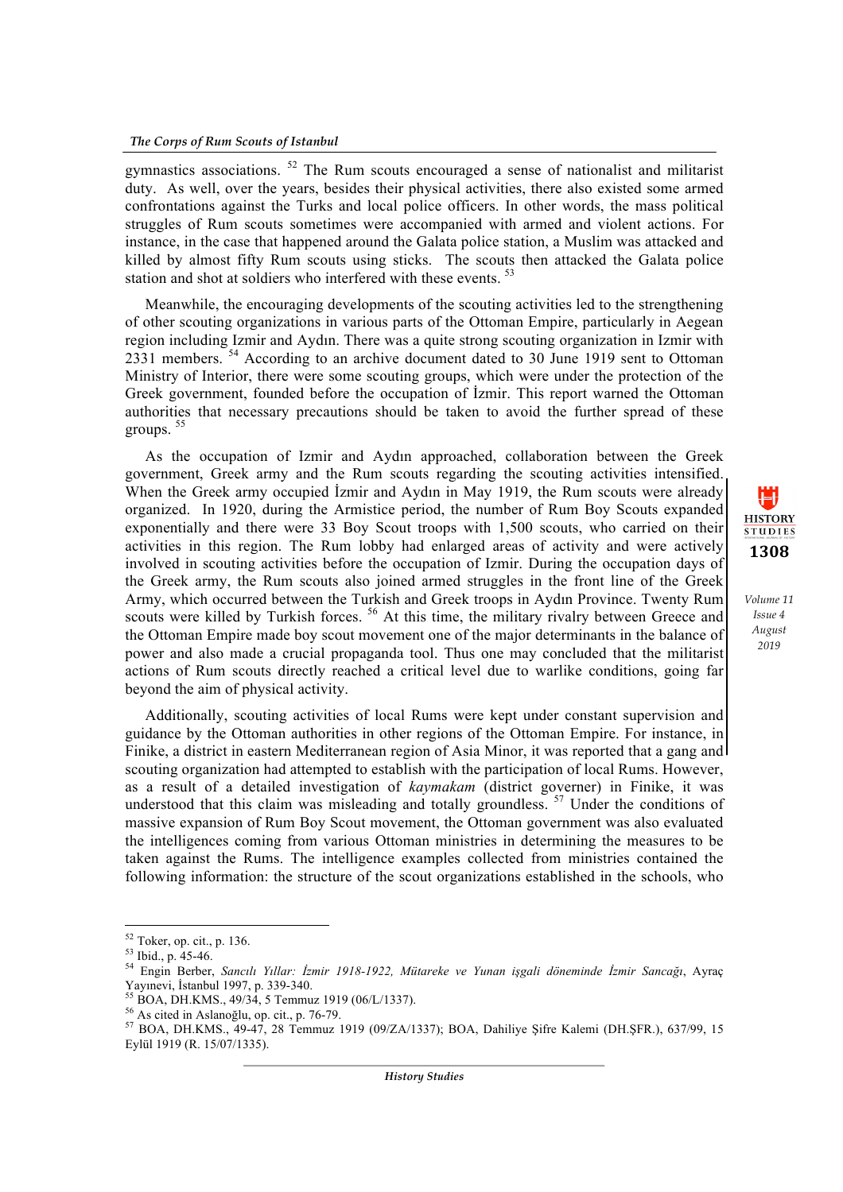gymnastics associations. [52] The Rum scouts encouraged a sense of nationalist and militarist duty. As well, over the years, besides their physical activities, there also existed some armed confrontations against the Turks and local police officers. In other words, the mass political struggles of Rum scouts sometimes were accompanied with armed and violent actions. For instance, in the case that happened around the Galata police station, a Muslim was attacked and killed by almost fifty Rum scouts using sticks. The scouts then attacked the Galata police station and shot at soldiers who interfered with these events. [53]

Meanwhile, the encouraging developments of the scouting activities led to the strengthening of other scouting organizations in various parts of the Ottoman Empire, particularly in Aegean region including Izmir and Aydın. There was a quite strong scouting organization in Izmir with 2331 members. [54] According to an archive document dated to 30 June 1919 sent to Ottoman Ministry of Interior, there were some scouting groups, which were under the protection of the Greek government, founded before the occupation of İzmir. This report warned the Ottoman authorities that necessary precautions should be taken to avoid the further spread of these groups. [55]

As the occupation of Izmir and Aydın approached, collaboration between the Greek government, Greek army and the Rum scouts regarding the scouting activities intensified. When the Greek army occupied İzmir and Aydın in May 1919, the Rum scouts were already organized. In 1920, during the Armistice period, the number of Rum Boy Scouts expanded exponentially and there were 33 Boy Scout troops with 1,500 scouts, who carried on their activities in this region. The Rum lobby had enlarged areas of activity and were actively involved in scouting activities before the occupation of Izmir. During the occupation days of the Greek army, the Rum scouts also joined armed struggles in the front line of the Greek Army, which occurred between the Turkish and Greek troops in Aydın Province. Twenty Rum scouts were killed by Turkish forces. [56] At this time, the military rivalry between Greece and the Ottoman Empire made boy scout movement one of the major determinants in the balance of power and also made a crucial propaganda tool. Thus one may concluded that the militarist actions of Rum scouts directly reached a critical level due to warlike conditions, going far beyond the aim of physical activity.

Additionally, scouting activities of local Rums were kept under constant supervision and guidance by the Ottoman authorities in other regions of the Ottoman Empire. For instance, in Finike, a district in eastern Mediterranean region of Asia Minor, it was reported that a gang and scouting organization had attempted to establish with the participation of local Rums. However, as a result of a detailed investigation of *kaymakam* (district governer) in Finike, it was understood that this claim was misleading and totally groundless. [57] Under the conditions of massive expansion of Rum Boy Scout movement, the Ottoman government was also evaluated the intelligences coming from various Ottoman ministries in determining the measures to be taken against the Rums. The intelligence examples collected from ministries contained the following information: the structure of the scout organizations established in the schools, who

---

[52] Toker, op. cit., p. 136.

[53] Ibid., p. 45-46.

[54] Engin Berber, *Sancılı Yıllar: İzmir 1918-1922, Mütareke ve Yunan işgali döneminde İzmir Sancağı*, Ayraç Yayınevi, İstanbul 1997, p. 339-340.

[55] BOA, DH.KMS., 49/34, 5 Temmuz 1919 (06/L/1337).

[56] As cited in Aslanoğlu, op. cit., p. 76-79.

[57] BOA, DH.KMS., 49-47, 28 Temmuz 1919 (09/ZA/1337); BOA, Dahiliye Şifre Kalemi (DH.ŞFR.), 637/99, 15 Eylül 1919 (R. 15/07/1335).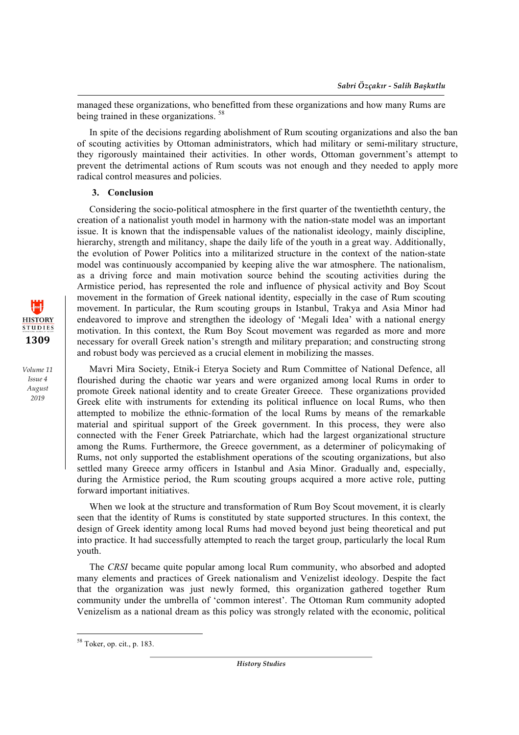managed these organizations, who benefitted from these organizations and how many Rums are being trained in these organizations. [58]

In spite of the decisions regarding abolishment of Rum scouting organizations and also the ban of scouting activities by Ottoman administrators, which had military or semi-military structure, they rigorously maintained their activities. In other words, Ottoman government's attempt to prevent the detrimental actions of Rum scouts was not enough and they needed to apply more radical control measures and policies.

## 3. Conclusion

Considering the socio-political atmosphere in the first quarter of the twentieth century, the creation of a nationalist youth model in harmony with the nation-state model was an important issue. It is known that the indispensable values of the nationalist ideology, mainly discipline, hierarchy, strength and militancy, shape the daily life of the youth in a great way. Additionally, the evolution of Power Politics into a militarized structure in the context of the nation-state model was continuously accompanied by keeping alive the war atmosphere. The nationalism, as a driving force and main motivation source behind the scouting activities during the Armistice period, has represented the role and influence of physical activity and Boy Scout movement in the formation of Greek national identity, especially in the case of Rum scouting movement. In particular, the Rum scouting groups in Istanbul, Trakya and Asia Minor had endeavored to improve and strengthen the ideology of 'Megali Idea' with a national energy motivation. In this context, the Rum Boy Scout movement was regarded as more and more necessary for overall Greek nation's strength and military preparation; and constructing strong and robust body was percieved as a crucial element in mobilizing the masses.

Mavri Mira Society, Etnik-i Eterya Society and Rum Committee of National Defence, all flourished during the chaotic war years and were organized among local Rums in order to promote Greek national identity and to create Greater Greece. These organizations provided Greek elite with instruments for extending its political influence on local Rums, who then attempted to mobilize the ethnic-formation of the local Rums by means of the remarkable material and spiritual support of the Greek government. In this process, they were also connected with the Fener Greek Patriarchate, which had the largest organizational structure among the Rums. Furthermore, the Greece government, as a determiner of policymaking of Rums, not only supported the establishment operations of the scouting organizations, but also settled many Greece army officers in Istanbul and Asia Minor. Gradually and, especially, during the Armistice period, the Rum scouting groups acquired a more active role, putting forward important initiatives.

When we look at the structure and transformation of Rum Boy Scout movement, it is clearly seen that the identity of Rums is constituted by state supported structures. In this context, the design of Greek identity among local Rums had moved beyond just being theoretical and put into practice. It had successfully attempted to reach the target group, particularly the local Rum youth.

The *CRSI* became quite popular among local Rum community, who absorbed and adopted many elements and practices of Greek nationalism and Venizelist ideology. Despite the fact that the organization was just newly formed, this organization gathered together Rum community under the umbrella of 'common interest'. The Ottoman Rum community adopted Venizelism as a national dream as this policy was strongly related with the economic, political

---

[58] Toker, op. cit., p. 183.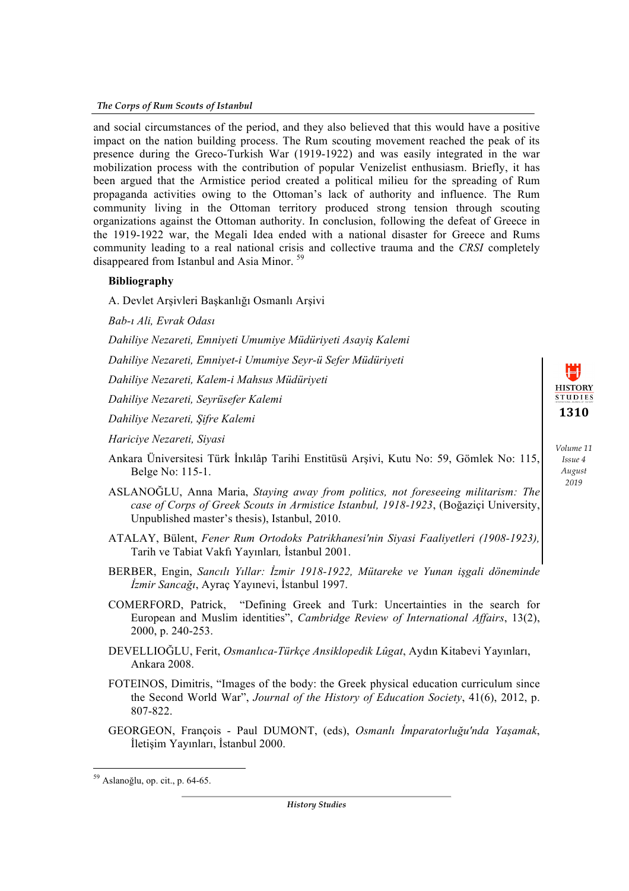and social circumstances of the period, and they also believed that this would have a positive impact on the nation building process. The Rum scouting movement reached the peak of its presence during the Greco-Turkish War (1919-1922) and was easily integrated in the war mobilization process with the contribution of popular Venizelist enthusiasm. Briefly, it has been argued that the Armistice period created a political milieu for the spreading of Rum propaganda activities owing to the Ottoman's lack of authority and influence. The Rum community living in the Ottoman territory produced strong tension through scouting organizations against the Ottoman authority. In conclusion, following the defeat of Greece in the 1919-1922 war, the Megali Idea ended with a national disaster for Greece and Rums community leading to a real national crisis and collective trauma and the *CRSI* completely disappeared from Istanbul and Asia Minor. [59]

**Bibliography**

A. Devlet Arşivleri Başkanlığı Osmanlı Arşivi

*Bab-ı Ali, Evrak Odası*

*Dahiliye Nezareti, Emniyeti Umumiye Müdüriyeti Asayiş Kalemi*

*Dahiliye Nezareti, Emniyet-i Umumiye Seyr-ü Sefer Müdüriyeti*

*Dahiliye Nezareti, Kalem-i Mahsus Müdüriyeti*

*Dahiliye Nezareti, Seyrüsefer Kalemi*

*Dahiliye Nezareti, Şifre Kalemi*

*Hariciye Nezareti, Siyasi*

Ankara Üniversitesi Türk İnkılâp Tarihi Enstitüsü Arşivi, Kutu No: 59, Gömlek No: 115, Belge No: 115-1.

ASLANOĞLU, Anna Maria, *Staying away from politics, not foreseeing militarism: The case of Corps of Greek Scouts in Armistice Istanbul, 1918-1923*, (Boğaziçi University, Unpublished master's thesis), Istanbul, 2010.

ATALAY, Bülent, *Fener Rum Ortodoks Patrikhanesi'nin Siyasi Faaliyetleri (1908-1923),* Tarih ve Tabiat Vakfı Yayınları*,* İstanbul 2001.

BERBER, Engin, *Sancılı Yıllar: İzmir 1918-1922, Mütareke ve Yunan işgali döneminde İzmir Sancağı*, Ayraç Yayınevi, İstanbul 1997.

COMERFORD, Patrick, "Defining Greek and Turk: Uncertainties in the search for European and Muslim identities", *Cambridge Review of International Affairs*, 13(2), 2000, p. 240-253.

DEVELLIOĞLU, Ferit, *Osmanlıca-Türkçe Ansiklopedik Lûgat*, Aydın Kitabevi Yayınları, Ankara 2008.

FOTEINOS, Dimitris, "Images of the body: the Greek physical education curriculum since the Second World War", *Journal of the History of Education Society*, 41(6), 2012, p. 807-822.

GEORGEON, François - Paul DUMONT, (eds), *Osmanlı İmparatorluğu'nda Yaşamak*, İletişim Yayınları, İstanbul 2000.

[59] Aslanoğlu, op. cit., p. 64-65.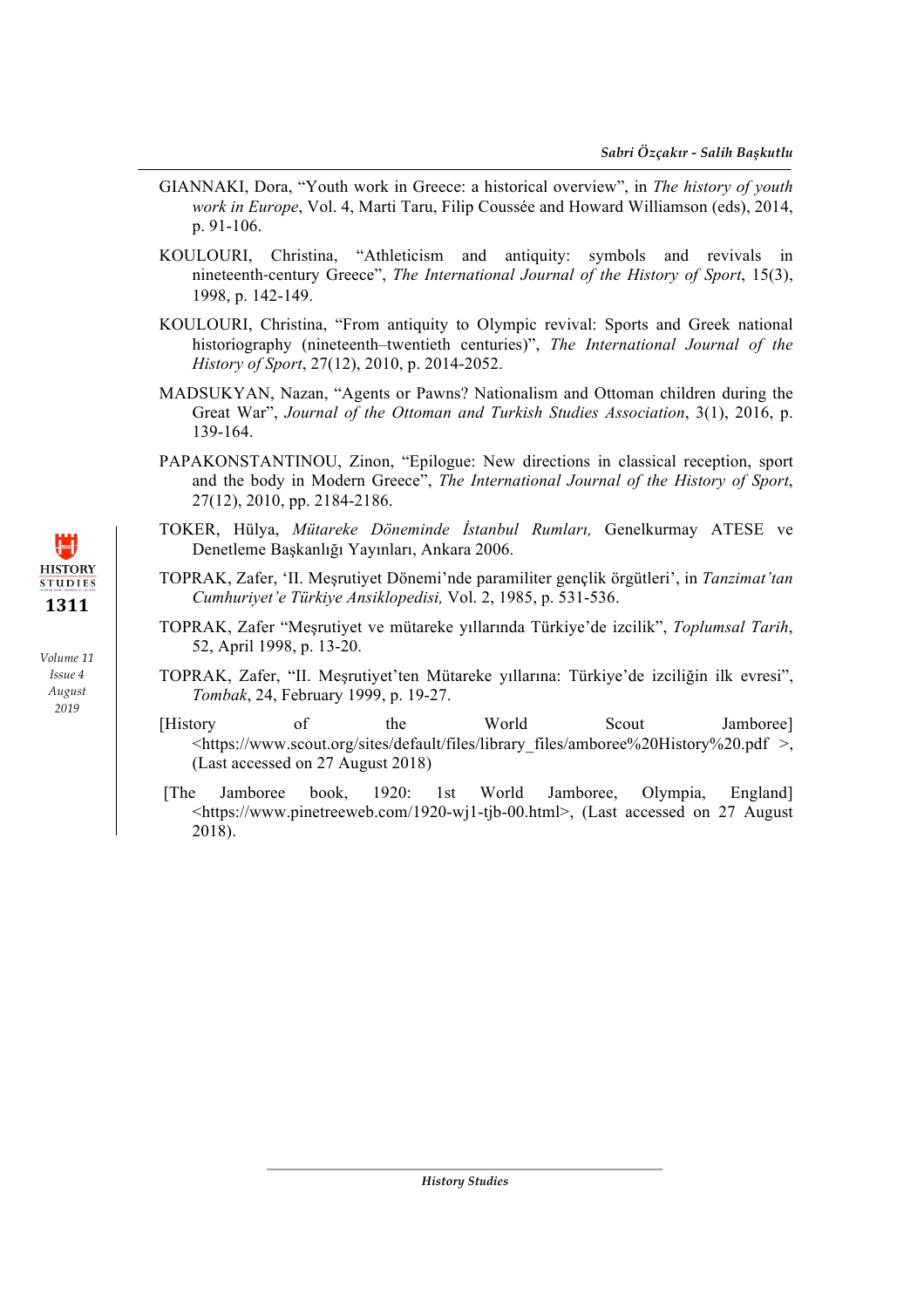GIANNAKI, Dora, "Youth work in Greece: a historical overview", in *The history of youth work in Europe*, Vol. 4, Marti Taru, Filip Coussée and Howard Williamson (eds), 2014, p. 91-106.

KOULOURI, Christina, "Athleticism and antiquity: symbols and revivals in nineteenth-century Greece", *The International Journal of the History of Sport*, 15(3), 1998, p. 142-149.

KOULOURI, Christina, "From antiquity to Olympic revival: Sports and Greek national historiography (nineteenth–twentieth centuries)", *The International Journal of the History of Sport*, 27(12), 2010, p. 2014-2052.

MADSUKYAN, Nazan, "Agents or Pawns? Nationalism and Ottoman children during the Great War", *Journal of the Ottoman and Turkish Studies Association*, 3(1), 2016, p. 139-164.

PAPAKONSTANTINOU, Zinon, "Epilogue: New directions in classical reception, sport and the body in Modern Greece", *The International Journal of the History of Sport*, 27(12), 2010, pp. 2184-2186.

TOKER, Hülya, *Mütareke Döneminde İstanbul Rumları,* Genelkurmay ATESE ve Denetleme Başkanlığı Yayınları, Ankara 2006.

TOPRAK, Zafer, 'II. Meşrutiyet Dönemi'nde paramiliter gençlik örgütleri', in *Tanzimat'tan Cumhuriyet'e Türkiye Ansiklopedisi,* Vol. 2, 1985, p. 531-536.

TOPRAK, Zafer "Meşrutiyet ve mütareke yıllarında Türkiye'de izcilik", *Toplumsal Tarih*, 52, April 1998, p. 13-20.

TOPRAK, Zafer, "II. Meşrutiyet'ten Mütareke yıllarına: Türkiye'de izciliğin ilk evresi", *Tombak*, 24, February 1999, p. 19-27.

[History of the World Scout Jamboree] <https://www.scout.org/sites/default/files/library_files/amboree%20History%20.pdf >, (Last accessed on 27 August 2018)

[The Jamboree book, 1920: 1st World Jamboree, Olympia, England] <https://www.pinetreeweb.com/1920-wj1-tjb-00.html>, (Last accessed on 27 August 2018).